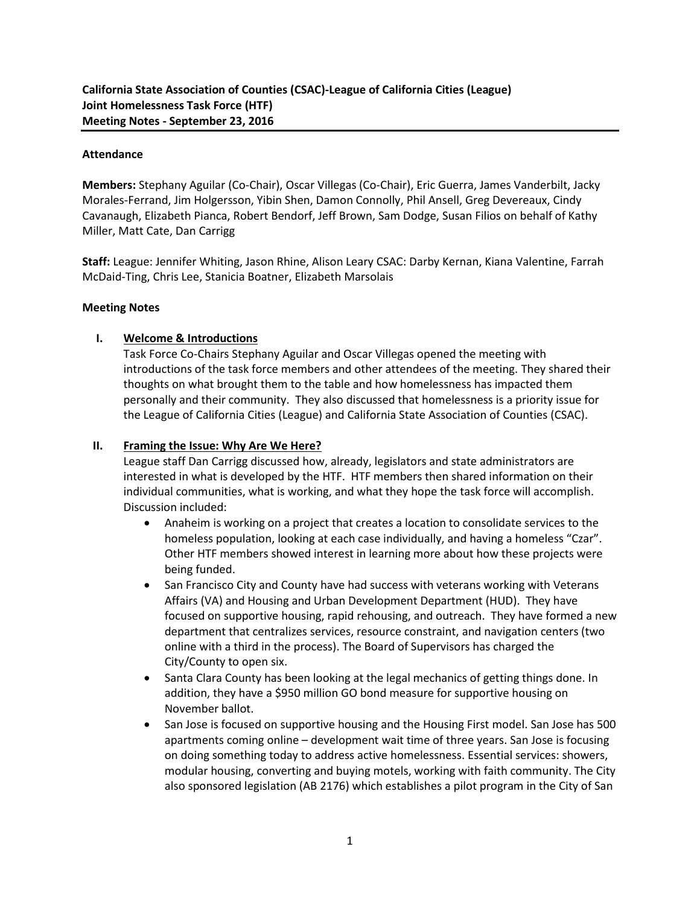**California State Association of Counties (CSAC)-League of California Cities (League)**
**Joint Homelessness Task Force (HTF)**
**Meeting Notes - September 23, 2016**

**Attendance**

**Members:** Stephany Aguilar (Co-Chair), Oscar Villegas (Co-Chair), Eric Guerra, James Vanderbilt, Jacky Morales-Ferrand, Jim Holgersson, Yibin Shen, Damon Connolly, Phil Ansell, Greg Devereaux, Cindy Cavanaugh, Elizabeth Pianca, Robert Bendorf, Jeff Brown, Sam Dodge, Susan Filios on behalf of Kathy Miller, Matt Cate, Dan Carrigg

**Staff:** League: Jennifer Whiting, Jason Rhine, Alison Leary CSAC: Darby Kernan, Kiana Valentine, Farrah McDaid-Ting, Chris Lee, Stanicia Boatner, Elizabeth Marsolais

**Meeting Notes**

**I. Welcome & Introductions**

Task Force Co-Chairs Stephany Aguilar and Oscar Villegas opened the meeting with introductions of the task force members and other attendees of the meeting. They shared their thoughts on what brought them to the table and how homelessness has impacted them personally and their community. They also discussed that homelessness is a priority issue for the League of California Cities (League) and California State Association of Counties (CSAC).

**II. Framing the Issue: Why Are We Here?**

League staff Dan Carrigg discussed how, already, legislators and state administrators are interested in what is developed by the HTF. HTF members then shared information on their individual communities, what is working, and what they hope the task force will accomplish. Discussion included:

- Anaheim is working on a project that creates a location to consolidate services to the homeless population, looking at each case individually, and having a homeless "Czar". Other HTF members showed interest in learning more about how these projects were being funded.
- San Francisco City and County have had success with veterans working with Veterans Affairs (VA) and Housing and Urban Development Department (HUD). They have focused on supportive housing, rapid rehousing, and outreach. They have formed a new department that centralizes services, resource constraint, and navigation centers (two online with a third in the process). The Board of Supervisors has charged the City/County to open six.
- Santa Clara County has been looking at the legal mechanics of getting things done. In addition, they have a $950 million GO bond measure for supportive housing on November ballot.
- San Jose is focused on supportive housing and the Housing First model. San Jose has 500 apartments coming online – development wait time of three years. San Jose is focusing on doing something today to address active homelessness. Essential services: showers, modular housing, converting and buying motels, working with faith community. The City also sponsored legislation (AB 2176) which establishes a pilot program in the City of San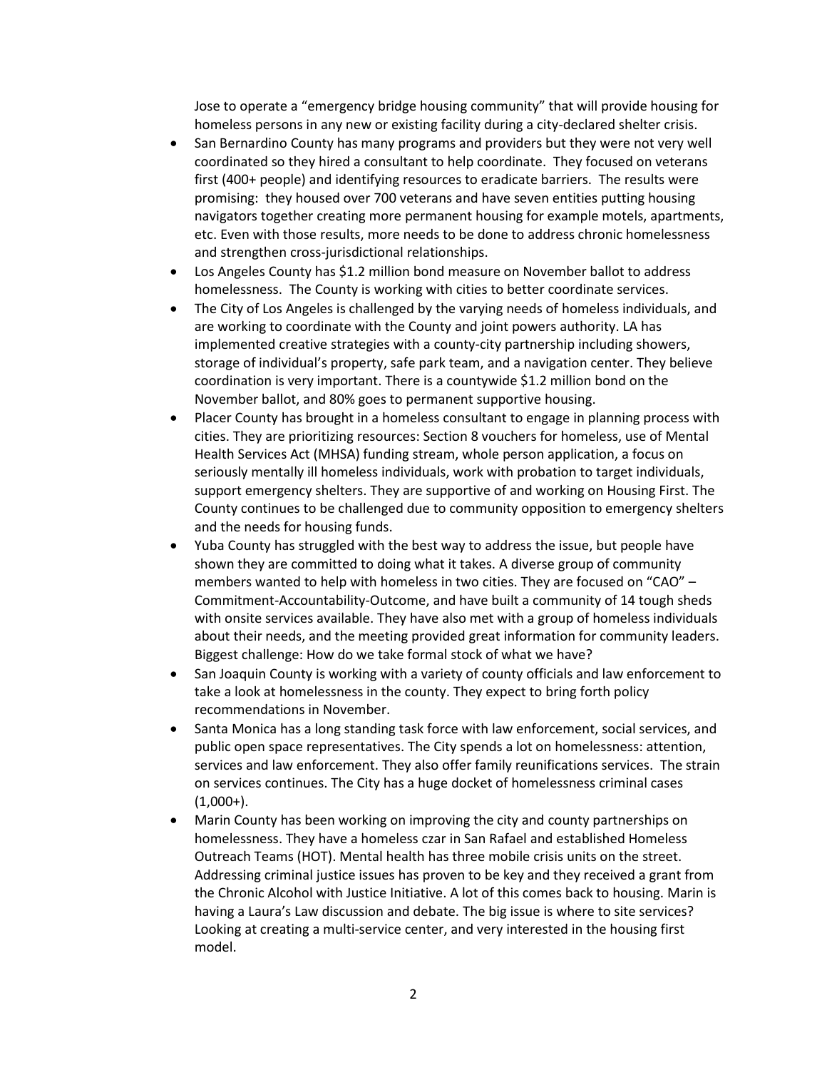Jose to operate a "emergency bridge housing community" that will provide housing for homeless persons in any new or existing facility during a city-declared shelter crisis.

- San Bernardino County has many programs and providers but they were not very well coordinated so they hired a consultant to help coordinate. They focused on veterans first (400+ people) and identifying resources to eradicate barriers. The results were promising: they housed over 700 veterans and have seven entities putting housing navigators together creating more permanent housing for example motels, apartments, etc. Even with those results, more needs to be done to address chronic homelessness and strengthen cross-jurisdictional relationships.
- Los Angeles County has $1.2 million bond measure on November ballot to address homelessness. The County is working with cities to better coordinate services.
- The City of Los Angeles is challenged by the varying needs of homeless individuals, and are working to coordinate with the County and joint powers authority. LA has implemented creative strategies with a county-city partnership including showers, storage of individual's property, safe park team, and a navigation center. They believe coordination is very important. There is a countywide $1.2 million bond on the November ballot, and 80% goes to permanent supportive housing.
- Placer County has brought in a homeless consultant to engage in planning process with cities. They are prioritizing resources: Section 8 vouchers for homeless, use of Mental Health Services Act (MHSA) funding stream, whole person application, a focus on seriously mentally ill homeless individuals, work with probation to target individuals, support emergency shelters. They are supportive of and working on Housing First. The County continues to be challenged due to community opposition to emergency shelters and the needs for housing funds.
- Yuba County has struggled with the best way to address the issue, but people have shown they are committed to doing what it takes. A diverse group of community members wanted to help with homeless in two cities. They are focused on "CAO" – Commitment-Accountability-Outcome, and have built a community of 14 tough sheds with onsite services available. They have also met with a group of homeless individuals about their needs, and the meeting provided great information for community leaders. Biggest challenge: How do we take formal stock of what we have?
- San Joaquin County is working with a variety of county officials and law enforcement to take a look at homelessness in the county. They expect to bring forth policy recommendations in November.
- Santa Monica has a long standing task force with law enforcement, social services, and public open space representatives. The City spends a lot on homelessness: attention, services and law enforcement. They also offer family reunifications services. The strain on services continues. The City has a huge docket of homelessness criminal cases (1,000+).
- Marin County has been working on improving the city and county partnerships on homelessness. They have a homeless czar in San Rafael and established Homeless Outreach Teams (HOT). Mental health has three mobile crisis units on the street. Addressing criminal justice issues has proven to be key and they received a grant from the Chronic Alcohol with Justice Initiative. A lot of this comes back to housing. Marin is having a Laura's Law discussion and debate. The big issue is where to site services? Looking at creating a multi-service center, and very interested in the housing first model.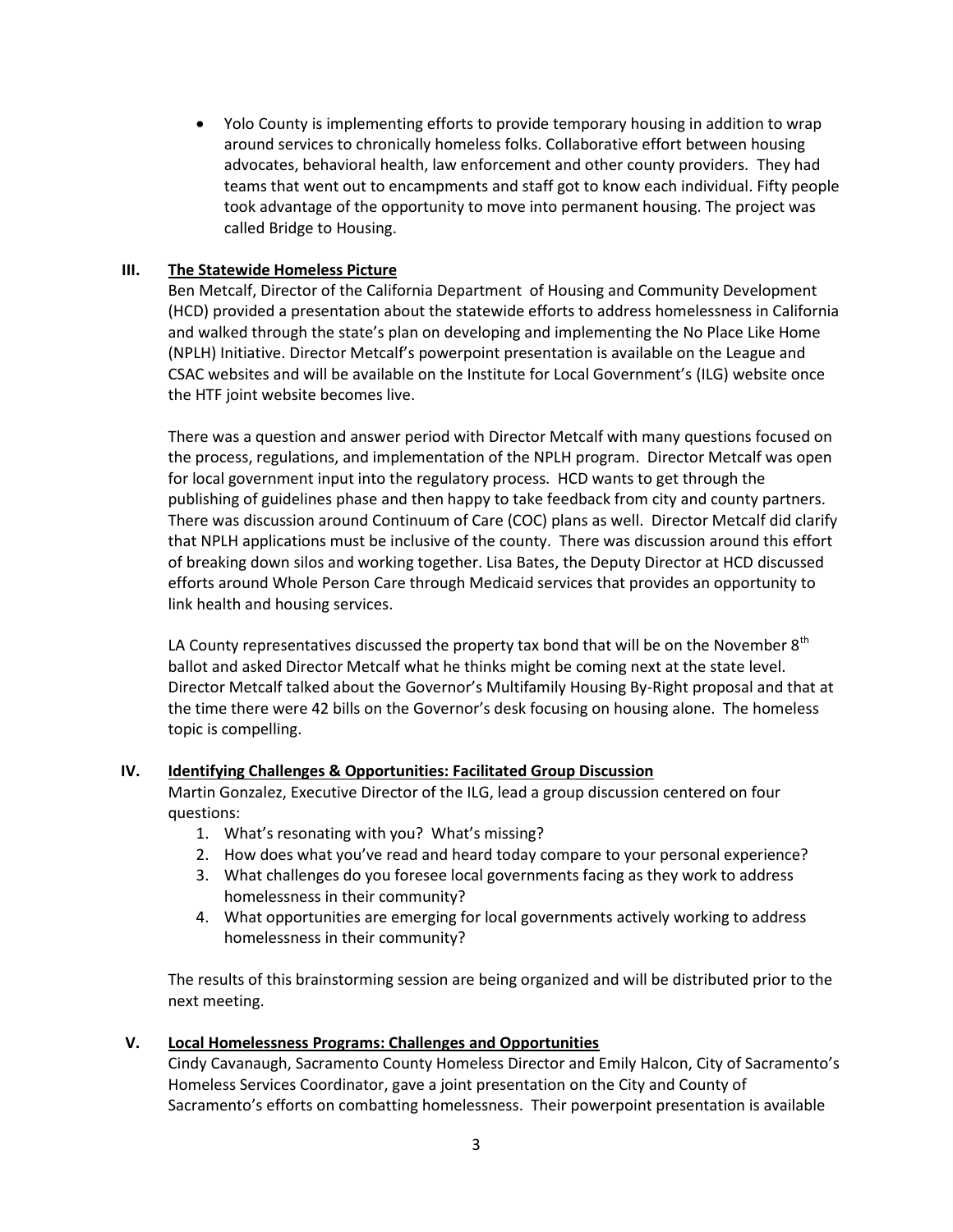- Yolo County is implementing efforts to provide temporary housing in addition to wrap around services to chronically homeless folks. Collaborative effort between housing advocates, behavioral health, law enforcement and other county providers. They had teams that went out to encampments and staff got to know each individual. Fifty people took advantage of the opportunity to move into permanent housing. The project was called Bridge to Housing.

## III. The Statewide Homeless Picture

Ben Metcalf, Director of the California Department of Housing and Community Development (HCD) provided a presentation about the statewide efforts to address homelessness in California and walked through the state's plan on developing and implementing the No Place Like Home (NPLH) Initiative. Director Metcalf's powerpoint presentation is available on the League and CSAC websites and will be available on the Institute for Local Government's (ILG) website once the HTF joint website becomes live.

There was a question and answer period with Director Metcalf with many questions focused on the process, regulations, and implementation of the NPLH program. Director Metcalf was open for local government input into the regulatory process. HCD wants to get through the publishing of guidelines phase and then happy to take feedback from city and county partners. There was discussion around Continuum of Care (COC) plans as well. Director Metcalf did clarify that NPLH applications must be inclusive of the county. There was discussion around this effort of breaking down silos and working together. Lisa Bates, the Deputy Director at HCD discussed efforts around Whole Person Care through Medicaid services that provides an opportunity to link health and housing services.

LA County representatives discussed the property tax bond that will be on the November 8th ballot and asked Director Metcalf what he thinks might be coming next at the state level. Director Metcalf talked about the Governor's Multifamily Housing By-Right proposal and that at the time there were 42 bills on the Governor's desk focusing on housing alone. The homeless topic is compelling.

## IV. Identifying Challenges & Opportunities: Facilitated Group Discussion

Martin Gonzalez, Executive Director of the ILG, lead a group discussion centered on four questions:

1. What's resonating with you? What's missing?
2. How does what you've read and heard today compare to your personal experience?
3. What challenges do you foresee local governments facing as they work to address homelessness in their community?
4. What opportunities are emerging for local governments actively working to address homelessness in their community?

The results of this brainstorming session are being organized and will be distributed prior to the next meeting.

## V. Local Homelessness Programs: Challenges and Opportunities

Cindy Cavanaugh, Sacramento County Homeless Director and Emily Halcon, City of Sacramento's Homeless Services Coordinator, gave a joint presentation on the City and County of Sacramento's efforts on combatting homelessness. Their powerpoint presentation is available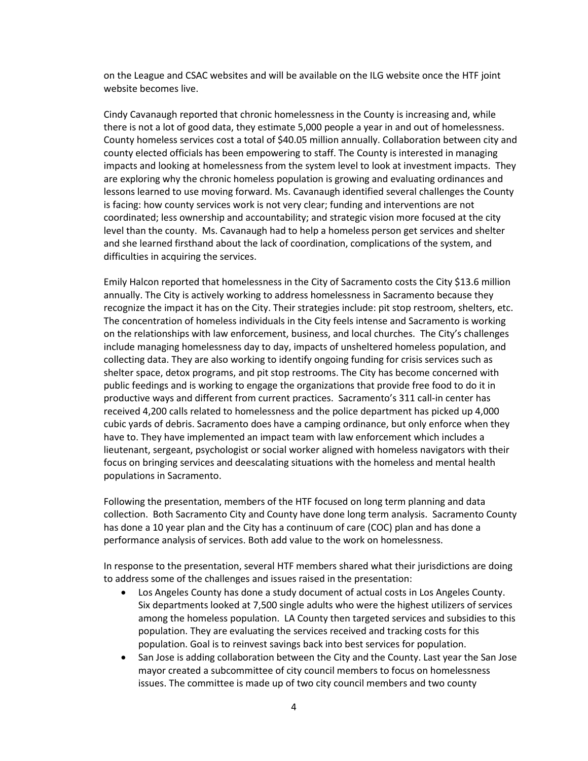on the League and CSAC websites and will be available on the ILG website once the HTF joint website becomes live.

Cindy Cavanaugh reported that chronic homelessness in the County is increasing and, while there is not a lot of good data, they estimate 5,000 people a year in and out of homelessness. County homeless services cost a total of $40.05 million annually. Collaboration between city and county elected officials has been empowering to staff. The County is interested in managing impacts and looking at homelessness from the system level to look at investment impacts. They are exploring why the chronic homeless population is growing and evaluating ordinances and lessons learned to use moving forward. Ms. Cavanaugh identified several challenges the County is facing: how county services work is not very clear; funding and interventions are not coordinated; less ownership and accountability; and strategic vision more focused at the city level than the county. Ms. Cavanaugh had to help a homeless person get services and shelter and she learned firsthand about the lack of coordination, complications of the system, and difficulties in acquiring the services.

Emily Halcon reported that homelessness in the City of Sacramento costs the City $13.6 million annually. The City is actively working to address homelessness in Sacramento because they recognize the impact it has on the City. Their strategies include: pit stop restroom, shelters, etc. The concentration of homeless individuals in the City feels intense and Sacramento is working on the relationships with law enforcement, business, and local churches. The City's challenges include managing homelessness day to day, impacts of unsheltered homeless population, and collecting data. They are also working to identify ongoing funding for crisis services such as shelter space, detox programs, and pit stop restrooms. The City has become concerned with public feedings and is working to engage the organizations that provide free food to do it in productive ways and different from current practices. Sacramento's 311 call-in center has received 4,200 calls related to homelessness and the police department has picked up 4,000 cubic yards of debris. Sacramento does have a camping ordinance, but only enforce when they have to. They have implemented an impact team with law enforcement which includes a lieutenant, sergeant, psychologist or social worker aligned with homeless navigators with their focus on bringing services and deescalating situations with the homeless and mental health populations in Sacramento.

Following the presentation, members of the HTF focused on long term planning and data collection. Both Sacramento City and County have done long term analysis. Sacramento County has done a 10 year plan and the City has a continuum of care (COC) plan and has done a performance analysis of services. Both add value to the work on homelessness.

In response to the presentation, several HTF members shared what their jurisdictions are doing to address some of the challenges and issues raised in the presentation:

- Los Angeles County has done a study document of actual costs in Los Angeles County. Six departments looked at 7,500 single adults who were the highest utilizers of services among the homeless population. LA County then targeted services and subsidies to this population. They are evaluating the services received and tracking costs for this population. Goal is to reinvest savings back into best services for population.
- San Jose is adding collaboration between the City and the County. Last year the San Jose mayor created a subcommittee of city council members to focus on homelessness issues. The committee is made up of two city council members and two county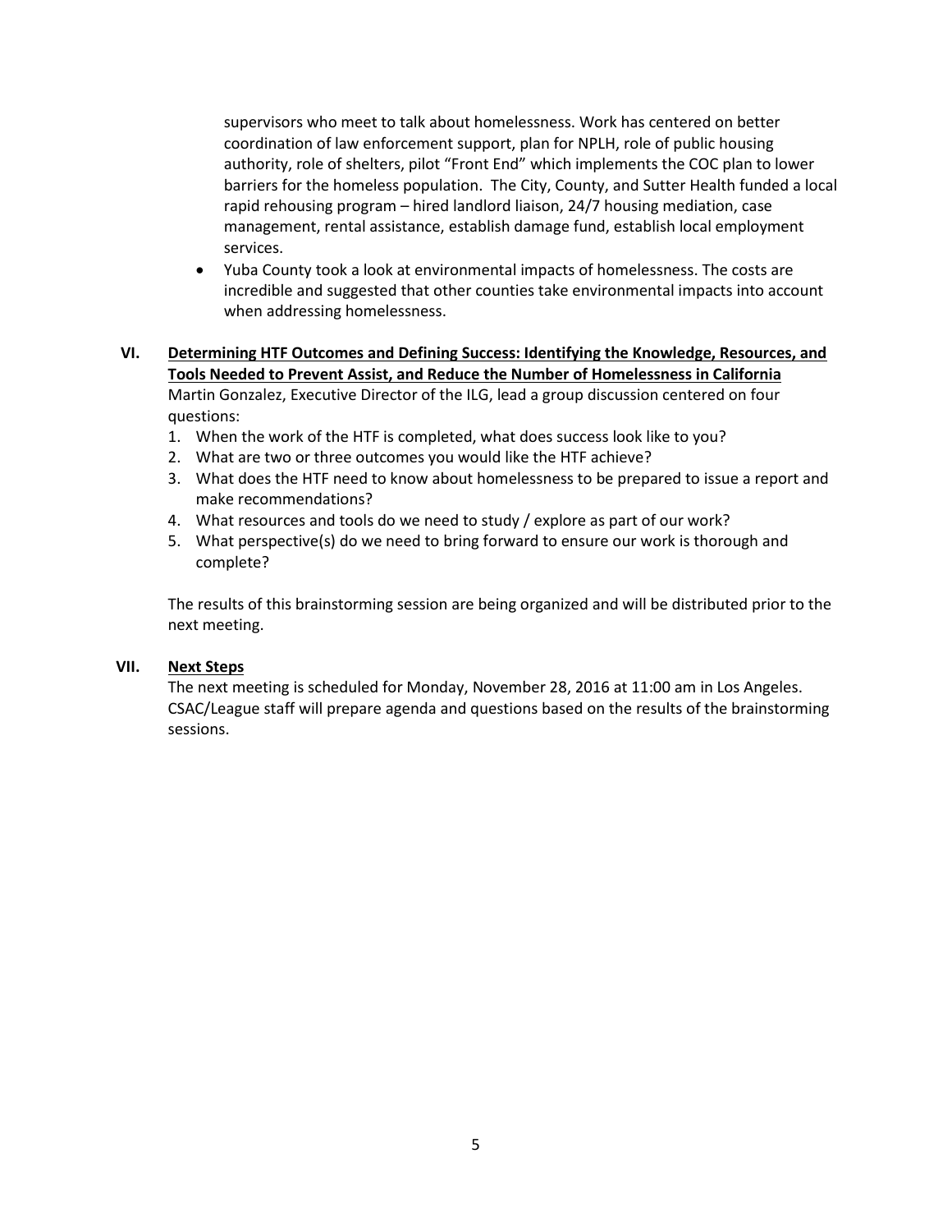supervisors who meet to talk about homelessness. Work has centered on better coordination of law enforcement support, plan for NPLH, role of public housing authority, role of shelters, pilot "Front End" which implements the COC plan to lower barriers for the homeless population. The City, County, and Sutter Health funded a local rapid rehousing program – hired landlord liaison, 24/7 housing mediation, case management, rental assistance, establish damage fund, establish local employment services.

- Yuba County took a look at environmental impacts of homelessness. The costs are incredible and suggested that other counties take environmental impacts into account when addressing homelessness.

## VI. Determining HTF Outcomes and Defining Success: Identifying the Knowledge, Resources, and Tools Needed to Prevent Assist, and Reduce the Number of Homelessness in California

Martin Gonzalez, Executive Director of the ILG, lead a group discussion centered on four questions:

1. When the work of the HTF is completed, what does success look like to you?
2. What are two or three outcomes you would like the HTF achieve?
3. What does the HTF need to know about homelessness to be prepared to issue a report and make recommendations?
4. What resources and tools do we need to study / explore as part of our work?
5. What perspective(s) do we need to bring forward to ensure our work is thorough and complete?

The results of this brainstorming session are being organized and will be distributed prior to the next meeting.

## VII. Next Steps

The next meeting is scheduled for Monday, November 28, 2016 at 11:00 am in Los Angeles. CSAC/League staff will prepare agenda and questions based on the results of the brainstorming sessions.